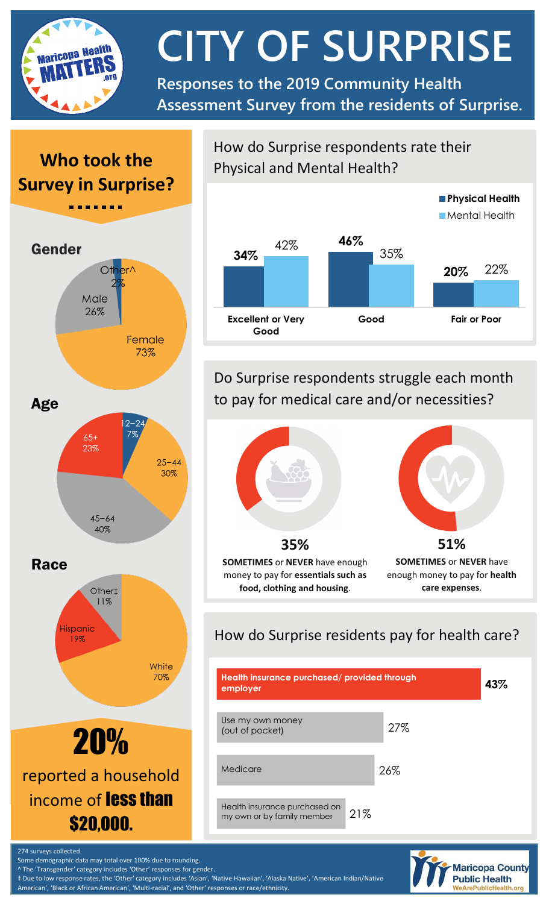# CITY OF SURPRISE

**Responses to the 2019 Community Health Assessment Survey from the residents of Surprise.**

## Who took the Survey in Surprise?

### Gender

| Gender | Percent |
|---|---|
| Female | 73% |
| Male | 26% |
| Other^ | 2% |

### Age

| Age | Percent |
|---|---|
| 12–24 | 7% |
| 25–44 | 30% |
| 45–64 | 40% |
| 65+ | 23% |

### Race

| Race | Percent |
|---|---|
| White | 70% |
| Hispanic | 19% |
| Other‡ | 11% |

**20%** reported a household income of **less than $20,000.**

## How do Surprise respondents rate their Physical and Mental Health?

| | Physical Health | Mental Health |
|---|---|---|
| Excellent or Very Good | 34% | 42% |
| Good | 46% | 35% |
| Fair or Poor | 20% | 22% |

## Do Surprise respondents struggle each month to pay for medical care and/or necessities?

**35%** — **SOMETIMES** or **NEVER** have enough money to pay for **essentials such as food, clothing and housing**.

**51%** — **SOMETIMES** or **NEVER** have enough money to pay for **health care expenses**.

## How do Surprise residents pay for health care?

| Payment method | Percent |
|---|---|
| Health insurance purchased/ provided through employer | 43% |
| Use my own money (out of pocket) | 27% |
| Medicare | 26% |
| Health insurance purchased on my own or by family member | 21% |

274 surveys collected.
Some demographic data may total over 100% due to rounding.
^ The 'Transgender' category includes 'Other' responses for gender.
‡ Due to low response rates, the 'Other' category includes 'Asian', 'Native Hawaiian', 'Alaska Native', 'American Indian/Native American', 'Black or African American', 'Multi-racial', and 'Other' responses or race/ethnicity.

Maricopa County Public Health
WeArePublicHealth.org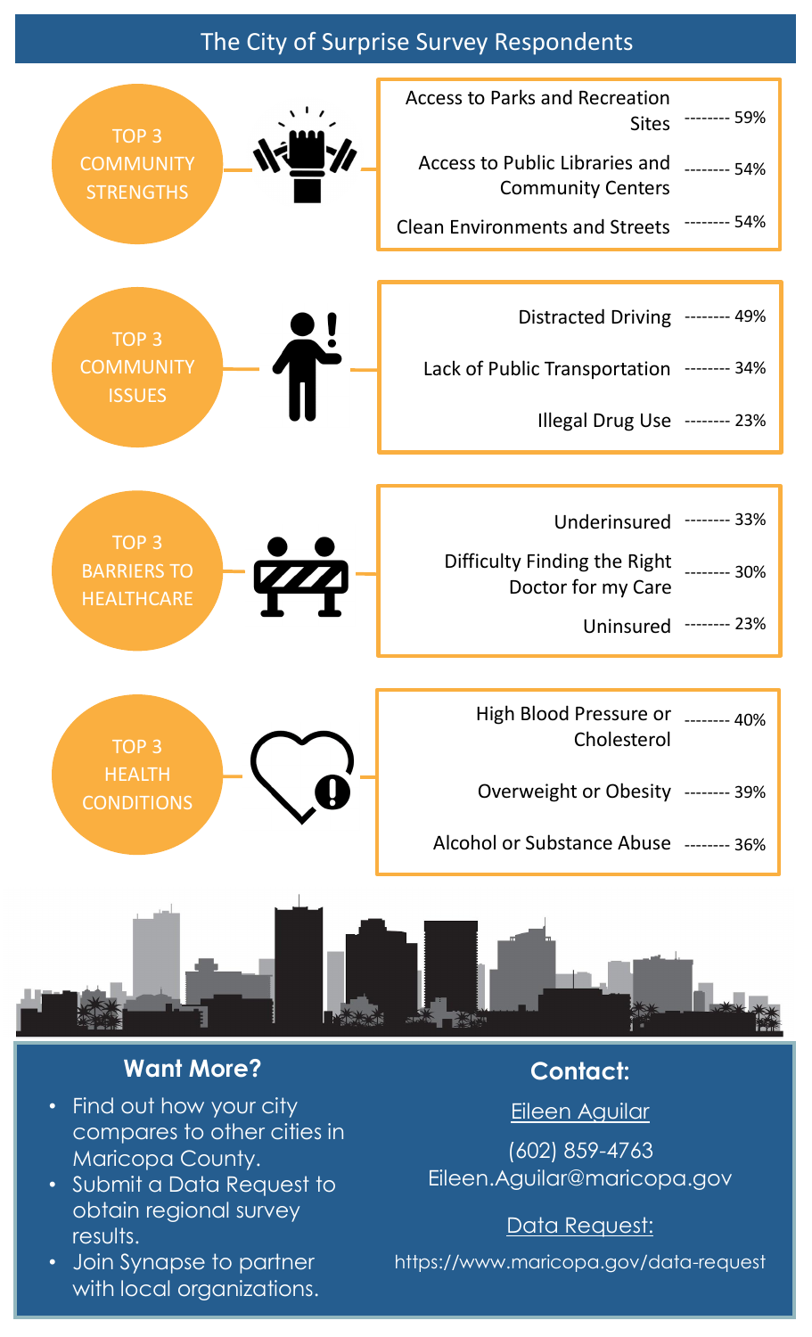# The City of Surprise Survey Respondents

## TOP 3 COMMUNITY STRENGTHS

- Access to Parks and Recreation Sites -------- 59%
- Access to Public Libraries and Community Centers -------- 54%
- Clean Environments and Streets -------- 54%

## TOP 3 COMMUNITY ISSUES

- Distracted Driving -------- 49%
- Lack of Public Transportation -------- 34%
- Illegal Drug Use -------- 23%

## TOP 3 BARRIERS TO HEALTHCARE

- Underinsured -------- 33%
- Difficulty Finding the Right Doctor for my Care -------- 30%
- Uninsured -------- 23%

## TOP 3 HEALTH CONDITIONS

- High Blood Pressure or Cholesterol -------- 40%
- Overweight or Obesity -------- 39%
- Alcohol or Substance Abuse -------- 36%

## Want More?

- Find out how your city compares to other cities in Maricopa County.
- Submit a Data Request to obtain regional survey results.
- Join Synapse to partner with local organizations.

## Contact:

Eileen Aguilar

(602) 859-4763
Eileen.Aguilar@maricopa.gov

Data Request:

https://www.maricopa.gov/data-request